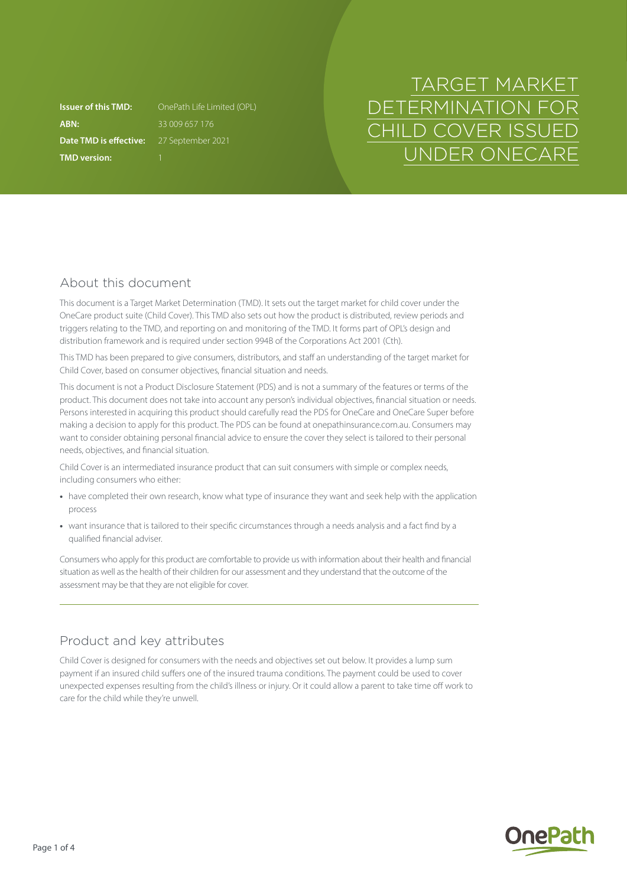# TARGET MARKET DETERMINATION FOR CHILD COVER ISSUED UNDER ONECARE

**Issuer of this TMD:** OnePath Life Limited (OPL)
**ABN:** 33 009 657 176
**Date TMD is effective:** 27 September 2021
**TMD version:** 1

## About this document

This document is a Target Market Determination (TMD). It sets out the target market for child cover under the OneCare product suite (Child Cover). This TMD also sets out how the product is distributed, review periods and triggers relating to the TMD, and reporting on and monitoring of the TMD. It forms part of OPL's design and distribution framework and is required under section 994B of the Corporations Act 2001 (Cth).

This TMD has been prepared to give consumers, distributors, and staff an understanding of the target market for Child Cover, based on consumer objectives, financial situation and needs.

This document is not a Product Disclosure Statement (PDS) and is not a summary of the features or terms of the product. This document does not take into account any person's individual objectives, financial situation or needs. Persons interested in acquiring this product should carefully read the PDS for OneCare and OneCare Super before making a decision to apply for this product. The PDS can be found at onepathinsurance.com.au. Consumers may want to consider obtaining personal financial advice to ensure the cover they select is tailored to their personal needs, objectives, and financial situation.

Child Cover is an intermediated insurance product that can suit consumers with simple or complex needs, including consumers who either:

- have completed their own research, know what type of insurance they want and seek help with the application process
- want insurance that is tailored to their specific circumstances through a needs analysis and a fact find by a qualified financial adviser.

Consumers who apply for this product are comfortable to provide us with information about their health and financial situation as well as the health of their children for our assessment and they understand that the outcome of the assessment may be that they are not eligible for cover.

## Product and key attributes

Child Cover is designed for consumers with the needs and objectives set out below. It provides a lump sum payment if an insured child suffers one of the insured trauma conditions. The payment could be used to cover unexpected expenses resulting from the child's illness or injury. Or it could allow a parent to take time off work to care for the child while they're unwell.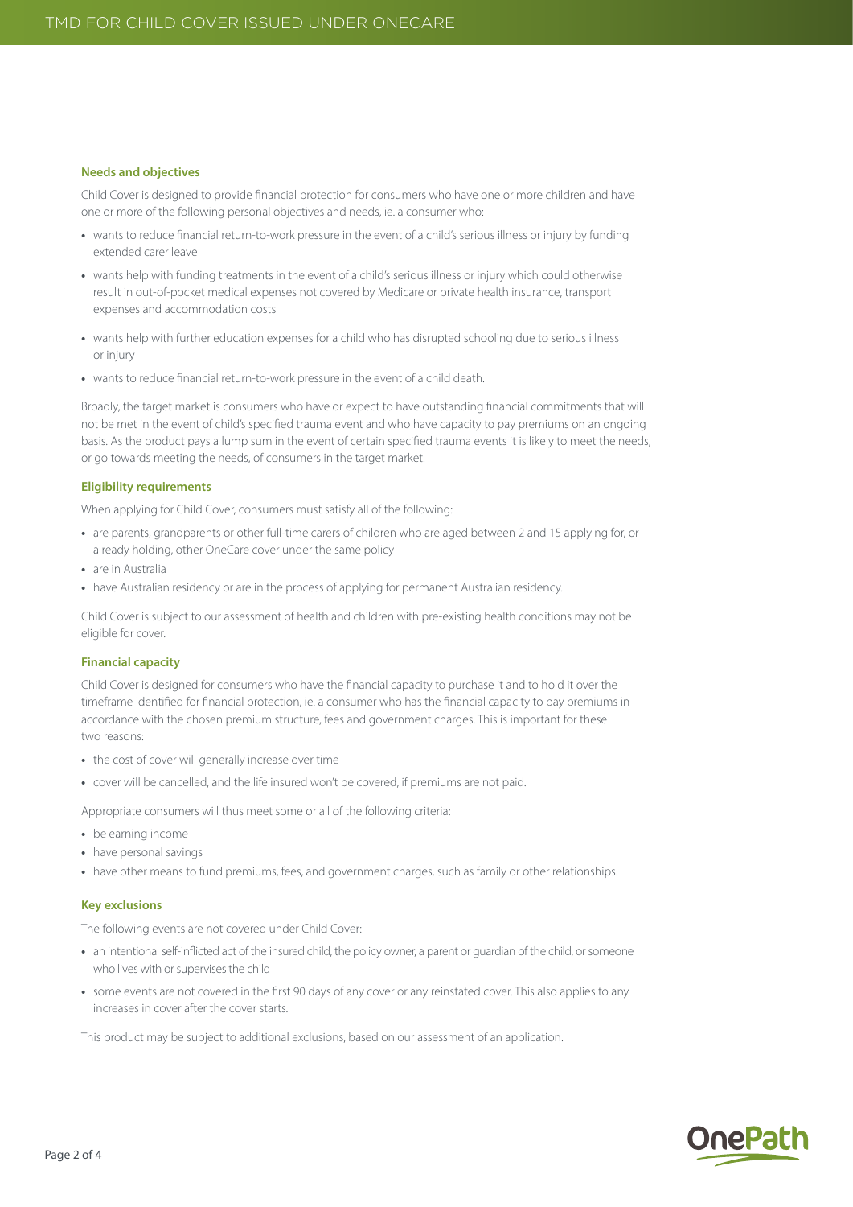#### Needs and objectives

Child Cover is designed to provide financial protection for consumers who have one or more children and have one or more of the following personal objectives and needs, ie. a consumer who:

- wants to reduce financial return-to-work pressure in the event of a child's serious illness or injury by funding extended carer leave
- wants help with funding treatments in the event of a child's serious illness or injury which could otherwise result in out-of-pocket medical expenses not covered by Medicare or private health insurance, transport expenses and accommodation costs
- wants help with further education expenses for a child who has disrupted schooling due to serious illness or injury
- wants to reduce financial return-to-work pressure in the event of a child death.

Broadly, the target market is consumers who have or expect to have outstanding financial commitments that will not be met in the event of child's specified trauma event and who have capacity to pay premiums on an ongoing basis. As the product pays a lump sum in the event of certain specified trauma events it is likely to meet the needs, or go towards meeting the needs, of consumers in the target market.

#### Eligibility requirements

When applying for Child Cover, consumers must satisfy all of the following:

- are parents, grandparents or other full-time carers of children who are aged between 2 and 15 applying for, or already holding, other OneCare cover under the same policy
- are in Australia
- have Australian residency or are in the process of applying for permanent Australian residency.

Child Cover is subject to our assessment of health and children with pre-existing health conditions may not be eligible for cover.

#### Financial capacity

Child Cover is designed for consumers who have the financial capacity to purchase it and to hold it over the timeframe identified for financial protection, ie. a consumer who has the financial capacity to pay premiums in accordance with the chosen premium structure, fees and government charges. This is important for these two reasons:

- the cost of cover will generally increase over time
- cover will be cancelled, and the life insured won't be covered, if premiums are not paid.

Appropriate consumers will thus meet some or all of the following criteria:

- be earning income
- have personal savings
- have other means to fund premiums, fees, and government charges, such as family or other relationships.

#### Key exclusions

The following events are not covered under Child Cover:

- an intentional self-inflicted act of the insured child, the policy owner, a parent or guardian of the child, or someone who lives with or supervises the child
- some events are not covered in the first 90 days of any cover or any reinstated cover. This also applies to any increases in cover after the cover starts.

This product may be subject to additional exclusions, based on our assessment of an application.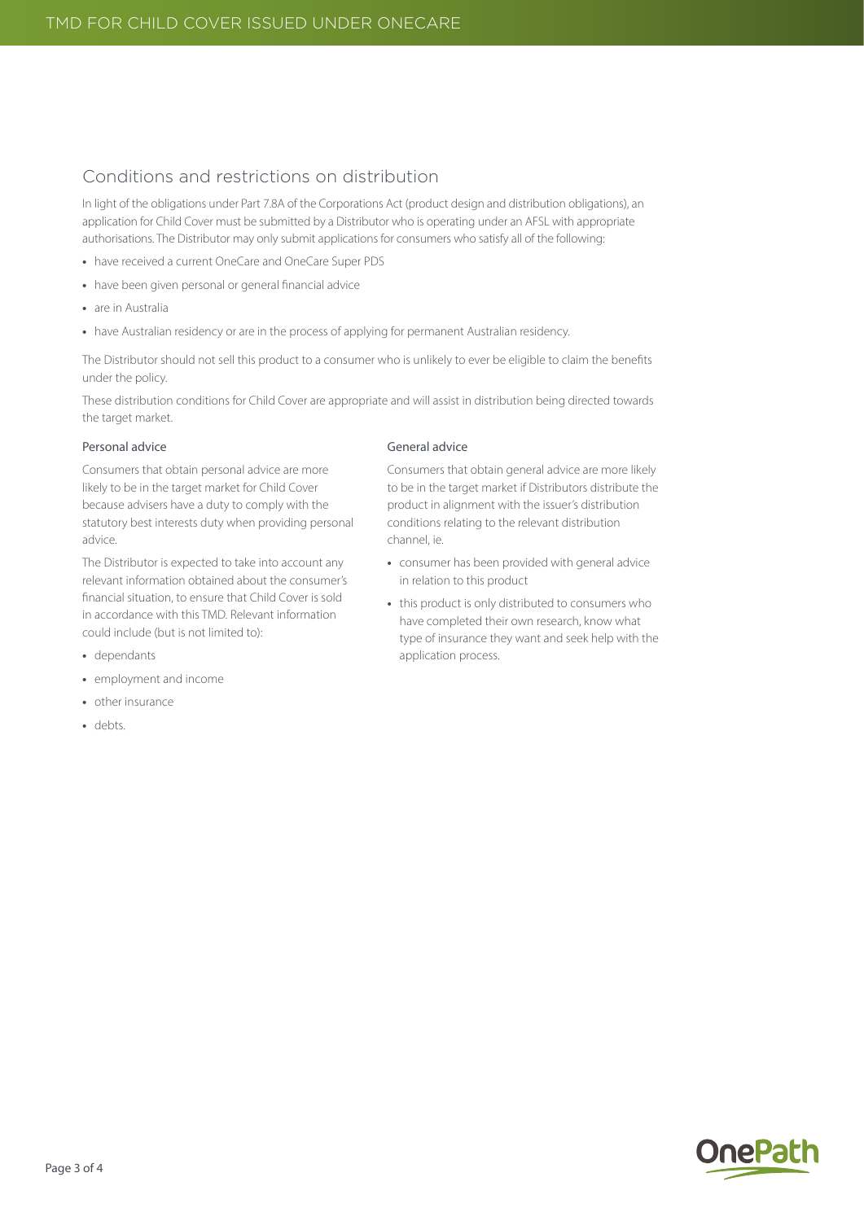## Conditions and restrictions on distribution

In light of the obligations under Part 7.8A of the Corporations Act (product design and distribution obligations), an application for Child Cover must be submitted by a Distributor who is operating under an AFSL with appropriate authorisations. The Distributor may only submit applications for consumers who satisfy all of the following:

- have received a current OneCare and OneCare Super PDS
- have been given personal or general financial advice
- are in Australia
- have Australian residency or are in the process of applying for permanent Australian residency.

The Distributor should not sell this product to a consumer who is unlikely to ever be eligible to claim the benefits under the policy.

These distribution conditions for Child Cover are appropriate and will assist in distribution being directed towards the target market.

### Personal advice

Consumers that obtain personal advice are more likely to be in the target market for Child Cover because advisers have a duty to comply with the statutory best interests duty when providing personal advice.

The Distributor is expected to take into account any relevant information obtained about the consumer's financial situation, to ensure that Child Cover is sold in accordance with this TMD. Relevant information could include (but is not limited to):

- dependants
- employment and income
- other insurance
- debts.

### General advice

Consumers that obtain general advice are more likely to be in the target market if Distributors distribute the product in alignment with the issuer's distribution conditions relating to the relevant distribution channel, ie.

- consumer has been provided with general advice in relation to this product
- this product is only distributed to consumers who have completed their own research, know what type of insurance they want and seek help with the application process.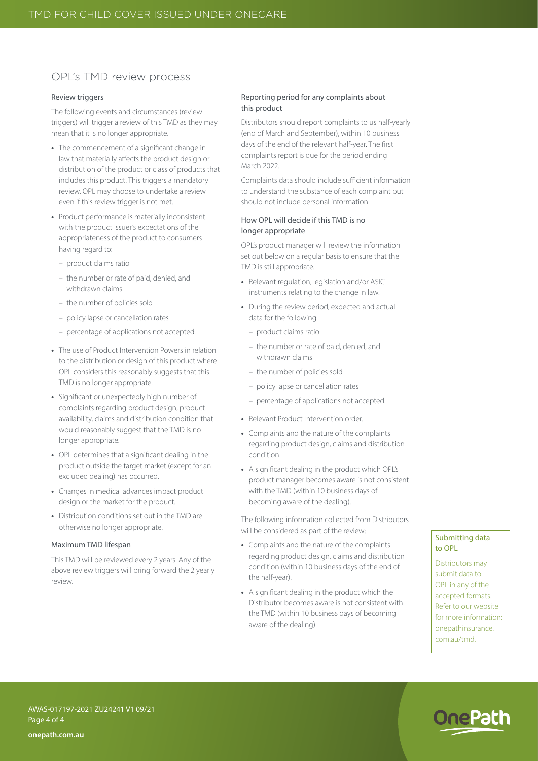## OPL's TMD review process

### Review triggers

The following events and circumstances (review triggers) will trigger a review of this TMD as they may mean that it is no longer appropriate.

- The commencement of a significant change in law that materially affects the product design or distribution of the product or class of products that includes this product. This triggers a mandatory review. OPL may choose to undertake a review even if this review trigger is not met.
- Product performance is materially inconsistent with the product issuer's expectations of the appropriateness of the product to consumers having regard to:
  - product claims ratio
  - the number or rate of paid, denied, and withdrawn claims
  - the number of policies sold
  - policy lapse or cancellation rates
  - percentage of applications not accepted.
- The use of Product Intervention Powers in relation to the distribution or design of this product where OPL considers this reasonably suggests that this TMD is no longer appropriate.
- Significant or unexpectedly high number of complaints regarding product design, product availability, claims and distribution condition that would reasonably suggest that the TMD is no longer appropriate.
- OPL determines that a significant dealing in the product outside the target market (except for an excluded dealing) has occurred.
- Changes in medical advances impact product design or the market for the product.
- Distribution conditions set out in the TMD are otherwise no longer appropriate.

### Maximum TMD lifespan

This TMD will be reviewed every 2 years. Any of the above review triggers will bring forward the 2 yearly review.

### Reporting period for any complaints about this product

Distributors should report complaints to us half-yearly (end of March and September), within 10 business days of the end of the relevant half-year. The first complaints report is due for the period ending March 2022.

Complaints data should include sufficient information to understand the substance of each complaint but should not include personal information.

### How OPL will decide if this TMD is no longer appropriate

OPL's product manager will review the information set out below on a regular basis to ensure that the TMD is still appropriate.

- Relevant regulation, legislation and/or ASIC instruments relating to the change in law.
- During the review period, expected and actual data for the following:
  - product claims ratio
  - the number or rate of paid, denied, and withdrawn claims
  - the number of policies sold
  - policy lapse or cancellation rates
  - percentage of applications not accepted.
- Relevant Product Intervention order.
- Complaints and the nature of the complaints regarding product design, claims and distribution condition.
- A significant dealing in the product which OPL's product manager becomes aware is not consistent with the TMD (within 10 business days of becoming aware of the dealing).

The following information collected from Distributors will be considered as part of the review:

- Complaints and the nature of the complaints regarding product design, claims and distribution condition (within 10 business days of the end of the half-year).
- A significant dealing in the product which the Distributor becomes aware is not consistent with the TMD (within 10 business days of becoming aware of the dealing).

#### Submitting data to OPL

Distributors may submit data to OPL in any of the accepted formats. Refer to our website for more information: onepathinsurance.com.au/tmd.

AWAS-017197-2021 ZU24241 V1 09/21